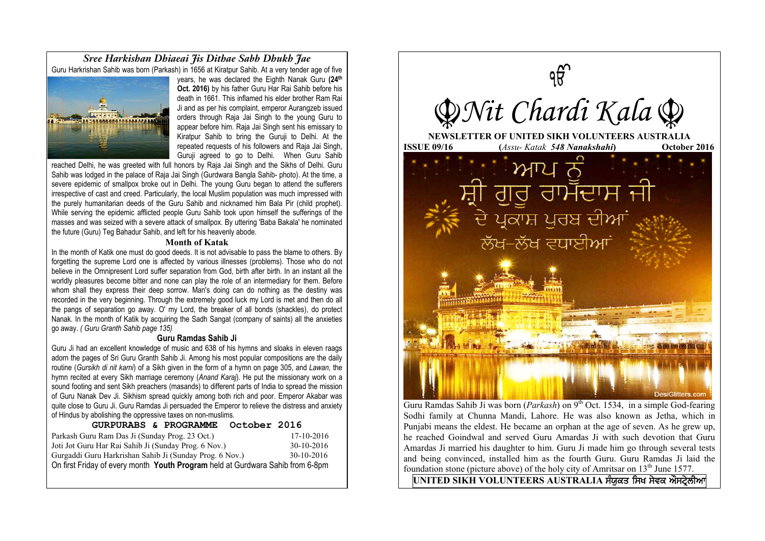# *Sree Harkishan Dhiaeai Jis Dithae Sabh Dhukh Jae*

Guru Harkrishan Sahib was born (Parkash) in 1656 at Kiratpur Sahib. At a very tender age of five years, he was declared the Eighth Nanak Guru **(24th Oct. 2016)** by his father Guru Har Rai Sahib before his death in 1661. This inflamed his elder brother Ram Rai Ji and as per his complaint, emperor Aurangzeb issued orders through Raja Jai Singh to the young Guru to appear before him. Raja Jai Singh sent his emissary to Kiratpur Sahib to bring the Guruji to Delhi. At the repeated requests of his followers and Raja Jai Singh, Guruji agreed to go to Delhi. When Guru Sahib reached Delhi, he was greeted with full honors by Raja Jai Singh and the Sikhs of Delhi. Guru Sahib was lodged in the palace of Raja Jai Singh (Gurdwara Bangla Sahib- photo). At the time, a severe epidemic of smallpox broke out in Delhi. The young Guru began to attend the sufferers irrespective of cast and creed. Particularly, the local Muslim population was much impressed with the purely humanitarian deeds of the Guru Sahib and nicknamed him Bala Pir (child prophet). While serving the epidemic afflicted people Guru Sahib took upon himself the sufferings of the masses and was seized with a severe attack of smallpox. By uttering 'Baba Bakala' he nominated the future (Guru) Teg Bahadur Sahib, and left for his heavenly abode.

### Month of Katak

In the month of Katik one must do good deeds. It is not advisable to pass the blame to others. By forgetting the supreme Lord one is affected by various illnesses (problems). Those who do not believe in the Omnipresent Lord suffer separation from God, birth after birth. In an instant all the worldly pleasures become bitter and none can play the role of an intermediary for them. Before whom shall they express their deep sorrow. Man's doing can do nothing as the destiny was recorded in the very beginning. Through the extremely good luck my Lord is met and then do all the pangs of separation go away. O' my Lord, the breaker of all bonds (shackles), do protect Nanak. In the month of Katik by acquiring the Sadh Sangat (company of saints) all the anxieties go away. *( Guru Granth Sahib page 135)*

### Guru Ramdas Sahib Ji

Guru Ji had an excellent knowledge of music and 638 of his hymns and sloaks in eleven raags adorn the pages of Sri Guru Granth Sahib Ji. Among his most popular compositions are the daily routine (*Gursikh di nit karni*) of a Sikh given in the form of a hymn on page 305, and *Lawan,* the hymn recited at every Sikh marriage ceremony (*Anand Karaj*). He put the missionary work on a sound footing and sent Sikh preachers (masands) to different parts of India to spread the mission of Guru Nanak Dev Ji. Sikhism spread quickly among both rich and poor. Emperor Akabar was quite close to Guru Ji. Guru Ramdas Ji persuaded the Emperor to relieve the distress and anxiety of Hindus by abolishing the oppressive taxes on non-muslims.

### GURPURABS & PROGRAMME October 2016

| | |
|---|---|
| Parkash Guru Ram Das Ji (Sunday Prog. 23 Oct.) | 17-10-2016 |
| Joti Jot Guru Har Rai Sahib Ji (Sunday Prog. 6 Nov.) | 30-10-2016 |
| Gurgaddi Guru Harkrishan Sahib Ji (Sunday Prog. 6 Nov.) | 30-10-2016 |

On first Friday of every month **Youth Program** held at Gurdwara Sahib from 6-8pm

ੴ

# ☬Nit Chardi Kala☬

**NEWSLETTER OF UNITED SIKH VOLUNTEERS AUSTRALIA**

**ISSUE 09/16** **(***Assu- Katak* ***548 Nanakshahi*****)** **October 2016**

ਆਪ ਨੂੰ ਸ਼੍ਰੀ ਗੁਰੂ ਰਾਮਦਾਸ ਜੀ ਦੇ ਪ੍ਰਕਾਸ਼ ਪੁਰਬ ਦੀਆਂ ਲੱਖ-ਲੱਖ ਵਧਾਈਆਂ

Guru Ramdas Sahib Ji was born (*Parkash*) on 9th Oct. 1534, in a simple God-fearing Sodhi family at Chunna Mandi, Lahore. He was also known as Jetha, which in Punjabi means the eldest. He became an orphan at the age of seven. As he grew up, he reached Goindwal and served Guru Amardas Ji with such devotion that Guru Amardas Ji married his daughter to him. Guru Ji made him go through several tests and being convinced, installed him as the fourth Guru. Guru Ramdas Ji laid the foundation stone (picture above) of the holy city of Amritsar on 13th June 1577.

**UNITED SIKH VOLUNTEERS AUSTRALIA ਸੰਯੁਕਤ ਸਿਖ ਸੇਵਕ ਔਸਟ੍ਰੇਲੀਆ**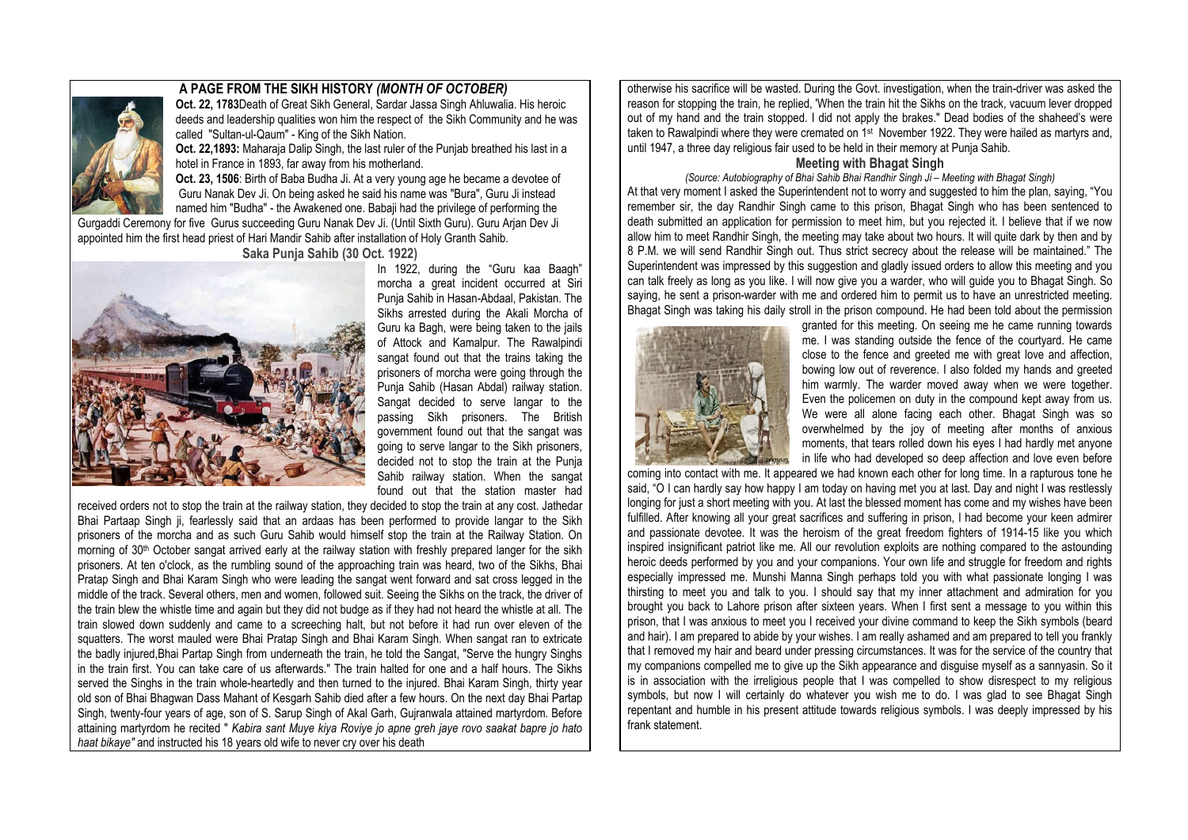## A PAGE FROM THE SIKH HISTORY *(MONTH OF OCTOBER)*

**Oct. 22, 1783**Death of Great Sikh General, Sardar Jassa Singh Ahluwalia. His heroic deeds and leadership qualities won him the respect of the Sikh Community and he was called "Sultan-ul-Qaum" - King of the Sikh Nation.

**Oct. 22,1893:** Maharaja Dalip Singh, the last ruler of the Punjab breathed his last in a hotel in France in 1893, far away from his motherland.

**Oct. 23, 1506**: Birth of Baba Budha Ji. At a very young age he became a devotee of Guru Nanak Dev Ji. On being asked he said his name was "Bura", Guru Ji instead named him "Budha" - the Awakened one. Babaji had the privilege of performing the Gurgaddi Ceremony for five Gurus succeeding Guru Nanak Dev Ji. (Until Sixth Guru). Guru Arjan Dev Ji appointed him the first head priest of Hari Mandir Sahib after installation of Holy Granth Sahib.

### Saka Punja Sahib (30 Oct. 1922)

In 1922, during the "Guru kaa Baagh" morcha a great incident occurred at Siri Punja Sahib in Hasan-Abdaal, Pakistan. The Sikhs arrested during the Akali Morcha of Guru ka Bagh, were being taken to the jails of Attock and Kamalpur. The Rawalpindi sangat found out that the trains taking the prisoners of morcha were going through the Punja Sahib (Hasan Abdal) railway station. Sangat decided to serve langar to the passing Sikh prisoners. The British government found out that the sangat was going to serve langar to the Sikh prisoners, decided not to stop the train at the Punja Sahib railway station. When the sangat found out that the station master had received orders not to stop the train at the railway station, they decided to stop the train at any cost. Jathedar Bhai Partaap Singh ji, fearlessly said that an ardaas has been performed to provide langar to the Sikh prisoners of the morcha and as such Guru Sahib would himself stop the train at the Railway Station. On morning of 30th October sangat arrived early at the railway station with freshly prepared langer for the sikh prisoners. At ten o'clock, as the rumbling sound of the approaching train was heard, two of the Sikhs, Bhai Pratap Singh and Bhai Karam Singh who were leading the sangat went forward and sat cross legged in the middle of the track. Several others, men and women, followed suit. Seeing the Sikhs on the track, the driver of the train blew the whistle time and again but they did not budge as if they had not heard the whistle at all. The train slowed down suddenly and came to a screeching halt, but not before it had run over eleven of the squatters. The worst mauled were Bhai Pratap Singh and Bhai Karam Singh. When sangat ran to extricate the badly injured,Bhai Partap Singh from underneath the train, he told the Sangat, "Serve the hungry Singhs in the train first. You can take care of us afterwards." The train halted for one and a half hours. The Sikhs served the Singhs in the train whole-heartedly and then turned to the injured. Bhai Karam Singh, thirty year old son of Bhai Bhagwan Dass Mahant of Kesgarh Sahib died after a few hours. On the next day Bhai Partap Singh, twenty-four years of age, son of S. Sarup Singh of Akal Garh, Gujranwala attained martyrdom. Before attaining martyrdom he recited " *Kabira sant Muye kiya Roviye jo apne greh jaye rovo saakat bapre jo hato haat bikaye"* and instructed his 18 years old wife to never cry over his death otherwise his sacrifice will be wasted. During the Govt. investigation, when the train-driver was asked the reason for stopping the train, he replied, 'When the train hit the Sikhs on the track, vacuum lever dropped out of my hand and the train stopped. I did not apply the brakes." Dead bodies of the shaheed's were taken to Rawalpindi where they were cremated on 1st November 1922. They were hailed as martyrs and, until 1947, a three day religious fair used to be held in their memory at Punja Sahib.

### Meeting with Bhagat Singh

*(Source: Autobiography of Bhai Sahib Bhai Randhir Singh Ji – Meeting with Bhagat Singh)*

At that very moment I asked the Superintendent not to worry and suggested to him the plan, saying, "You remember sir, the day Randhir Singh came to this prison, Bhagat Singh who has been sentenced to death submitted an application for permission to meet him, but you rejected it. I believe that if we now allow him to meet Randhir Singh, the meeting may take about two hours. It will quite dark by then and by 8 P.M. we will send Randhir Singh out. Thus strict secrecy about the release will be maintained." The Superintendent was impressed by this suggestion and gladly issued orders to allow this meeting and you can talk freely as long as you like. I will now give you a warder, who will guide you to Bhagat Singh. So saying, he sent a prison-warder with me and ordered him to permit us to have an unrestricted meeting. Bhagat Singh was taking his daily stroll in the prison compound. He had been told about the permission granted for this meeting. On seeing me he came running towards me. I was standing outside the fence of the courtyard. He came close to the fence and greeted me with great love and affection, bowing low out of reverence. I also folded my hands and greeted him warmly. The warder moved away when we were together. Even the policemen on duty in the compound kept away from us. We were all alone facing each other. Bhagat Singh was so overwhelmed by the joy of meeting after months of anxious moments, that tears rolled down his eyes I had hardly met anyone in life who had developed so deep affection and love even before coming into contact with me. It appeared we had known each other for long time. In a rapturous tone he said, "O I can hardly say how happy I am today on having met you at last. Day and night I was restlessly longing for just a short meeting with you. At last the blessed moment has come and my wishes have been fulfilled. After knowing all your great sacrifices and suffering in prison, I had become your keen admirer and passionate devotee. It was the heroism of the great freedom fighters of 1914-15 like you which inspired insignificant patriot like me. All our revolution exploits are nothing compared to the astounding heroic deeds performed by you and your companions. Your own life and struggle for freedom and rights especially impressed me. Munshi Manna Singh perhaps told you with what passionate longing I was thirsting to meet you and talk to you. I should say that my inner attachment and admiration for you brought you back to Lahore prison after sixteen years. When I first sent a message to you within this prison, that I was anxious to meet you I received your divine command to keep the Sikh symbols (beard and hair). I am prepared to abide by your wishes. I am really ashamed and am prepared to tell you frankly that I removed my hair and beard under pressing circumstances. It was for the service of the country that my companions compelled me to give up the Sikh appearance and disguise myself as a sannyasin. So it is in association with the irreligious people that I was compelled to show disrespect to my religious symbols, but now I will certainly do whatever you wish me to do. I was glad to see Bhagat Singh repentant and humble in his present attitude towards religious symbols. I was deeply impressed by his frank statement.